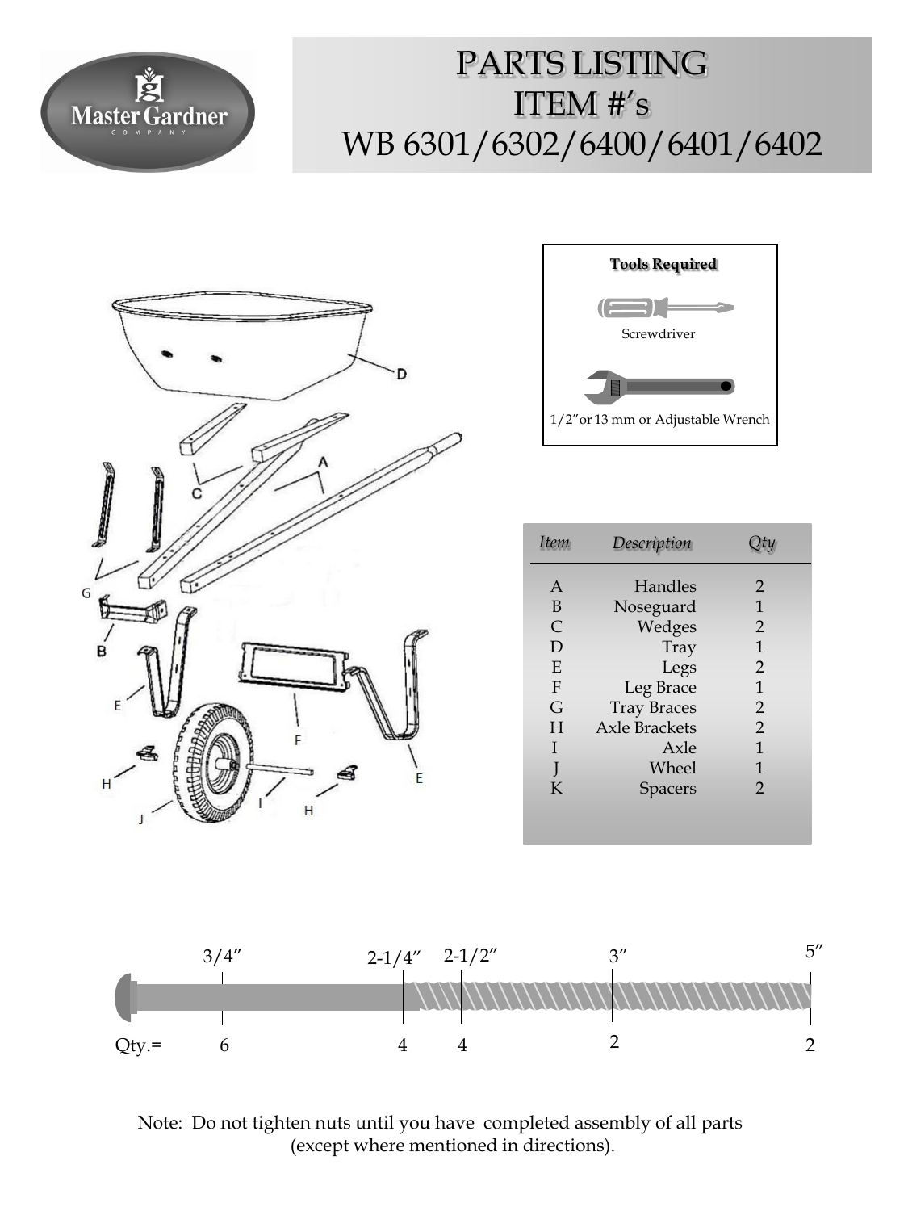# PARTS LISTING
# ITEM #'s
# WB 6301/6302/6400/6401/6402

**Tools Required**

Screwdriver

1/2" or 13 mm or Adjustable Wrench

| *Item* | *Description* | *Qty* |
|---|---|---|
| A | Handles | 2 |
| B | Noseguard | 1 |
| C | Wedges | 2 |
| D | Tray | 1 |
| E | Legs | 2 |
| F | Leg Brace | 1 |
| G | Tray Braces | 2 |
| H | Axle Brackets | 2 |
| I | Axle | 1 |
| J | Wheel | 1 |
| K | Spacers | 2 |

| | 3/4" | 2-1/4" | 2-1/2" | 3" | 5" |
|---|---|---|---|---|---|
| Qty.= | 6 | 4 | 4 | 2 | 2 |

Note: Do not tighten nuts until you have completed assembly of all parts (except where mentioned in directions).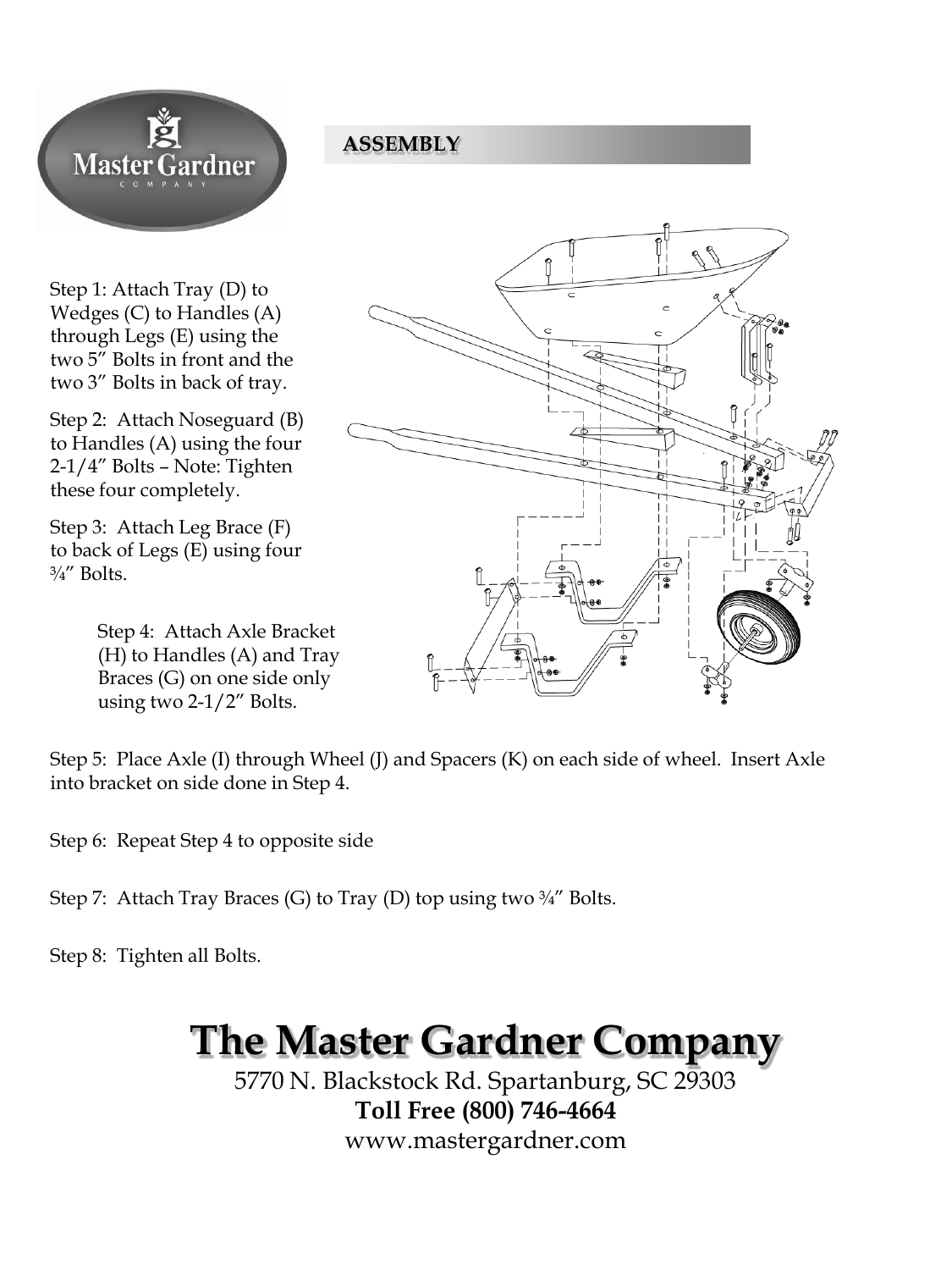Master Gardner COMPANY

## ASSEMBLY

Step 1: Attach Tray (D) to Wedges (C) to Handles (A) through Legs (E) using the two 5″ Bolts in front and the two 3″ Bolts in back of tray.

Step 2: Attach Noseguard (B) to Handles (A) using the four 2-1/4″ Bolts – Note: Tighten these four completely.

Step 3: Attach Leg Brace (F) to back of Legs (E) using four ¾″ Bolts.

Step 4: Attach Axle Bracket (H) to Handles (A) and Tray Braces (G) on one side only using two 2-1/2″ Bolts.

Step 5: Place Axle (I) through Wheel (J) and Spacers (K) on each side of wheel. Insert Axle into bracket on side done in Step 4.

Step 6: Repeat Step 4 to opposite side

Step 7: Attach Tray Braces (G) to Tray (D) top using two ¾″ Bolts.

Step 8: Tighten all Bolts.

# The Master Gardner Company

5770 N. Blackstock Rd. Spartanburg, SC 29303

**Toll Free (800) 746-4664**

www.mastergardner.com